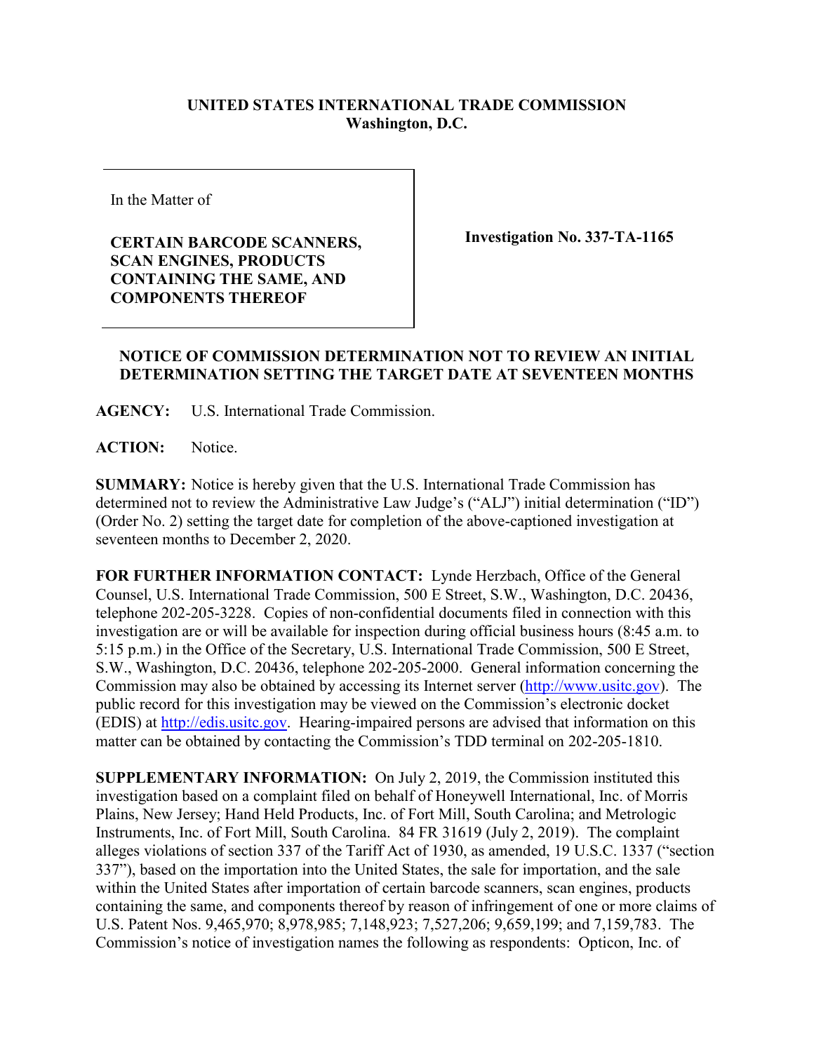**UNITED STATES INTERNATIONAL TRADE COMMISSION**
**Washington, D.C.**

| In the Matter of<br><br>**CERTAIN BARCODE SCANNERS, SCAN ENGINES, PRODUCTS CONTAINING THE SAME, AND COMPONENTS THEREOF** | **Investigation No. 337-TA-1165** |
| --- | --- |

**NOTICE OF COMMISSION DETERMINATION NOT TO REVIEW AN INITIAL DETERMINATION SETTING THE TARGET DATE AT SEVENTEEN MONTHS**

**AGENCY:** U.S. International Trade Commission.

**ACTION:** Notice.

**SUMMARY:** Notice is hereby given that the U.S. International Trade Commission has determined not to review the Administrative Law Judge's ("ALJ") initial determination ("ID") (Order No. 2) setting the target date for completion of the above-captioned investigation at seventeen months to December 2, 2020.

**FOR FURTHER INFORMATION CONTACT:** Lynde Herzbach, Office of the General Counsel, U.S. International Trade Commission, 500 E Street, S.W., Washington, D.C. 20436, telephone 202-205-3228. Copies of non-confidential documents filed in connection with this investigation are or will be available for inspection during official business hours (8:45 a.m. to 5:15 p.m.) in the Office of the Secretary, U.S. International Trade Commission, 500 E Street, S.W., Washington, D.C. 20436, telephone 202-205-2000. General information concerning the Commission may also be obtained by accessing its Internet server (http://www.usitc.gov). The public record for this investigation may be viewed on the Commission's electronic docket (EDIS) at http://edis.usitc.gov. Hearing-impaired persons are advised that information on this matter can be obtained by contacting the Commission's TDD terminal on 202-205-1810.

**SUPPLEMENTARY INFORMATION:** On July 2, 2019, the Commission instituted this investigation based on a complaint filed on behalf of Honeywell International, Inc. of Morris Plains, New Jersey; Hand Held Products, Inc. of Fort Mill, South Carolina; and Metrologic Instruments, Inc. of Fort Mill, South Carolina. 84 FR 31619 (July 2, 2019). The complaint alleges violations of section 337 of the Tariff Act of 1930, as amended, 19 U.S.C. 1337 ("section 337"), based on the importation into the United States, the sale for importation, and the sale within the United States after importation of certain barcode scanners, scan engines, products containing the same, and components thereof by reason of infringement of one or more claims of U.S. Patent Nos. 9,465,970; 8,978,985; 7,148,923; 7,527,206; 9,659,199; and 7,159,783. The Commission's notice of investigation names the following as respondents: Opticon, Inc. of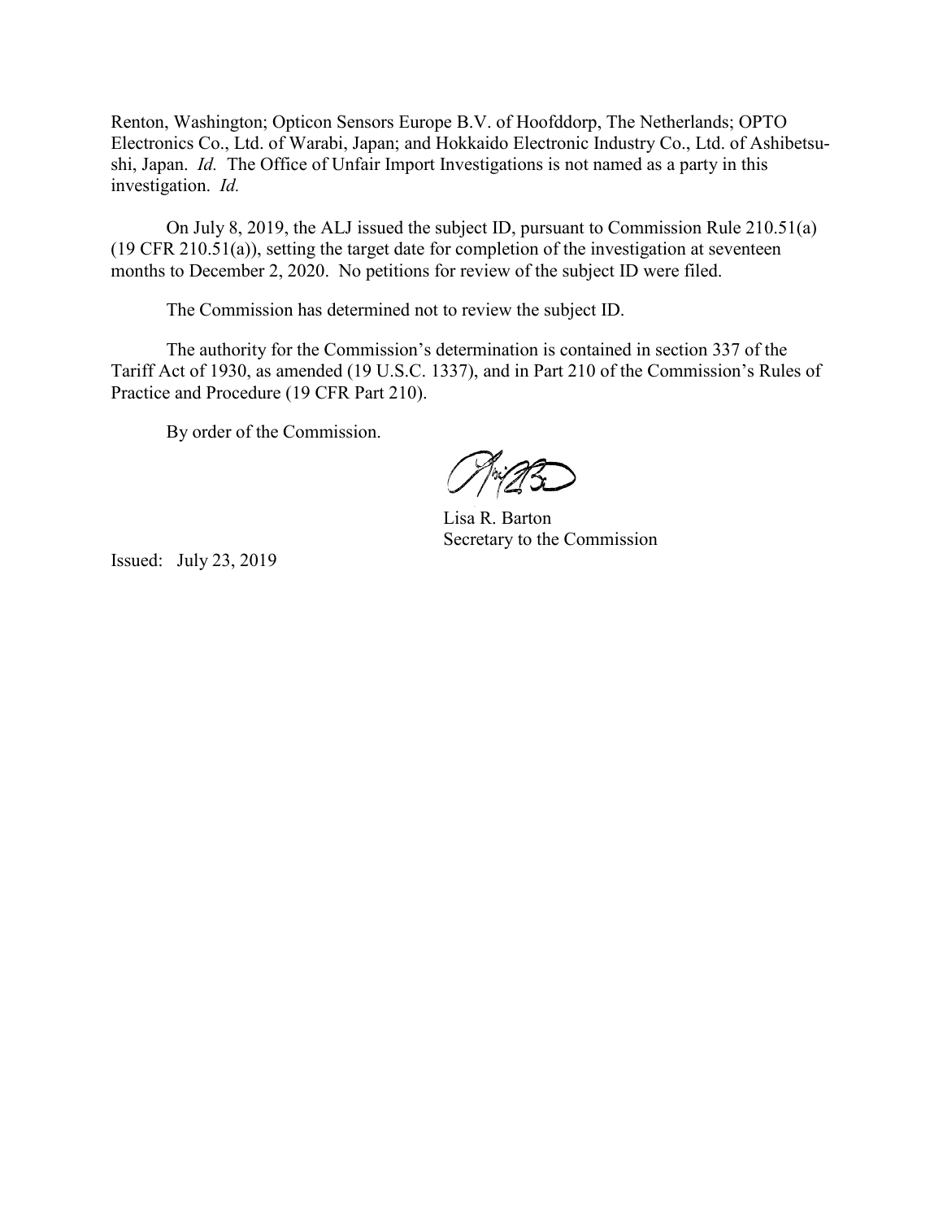Renton, Washington; Opticon Sensors Europe B.V. of Hoofddorp, The Netherlands; OPTO Electronics Co., Ltd. of Warabi, Japan; and Hokkaido Electronic Industry Co., Ltd. of Ashibetsu-shi, Japan. *Id.* The Office of Unfair Import Investigations is not named as a party in this investigation. *Id.*

On July 8, 2019, the ALJ issued the subject ID, pursuant to Commission Rule 210.51(a) (19 CFR 210.51(a)), setting the target date for completion of the investigation at seventeen months to December 2, 2020. No petitions for review of the subject ID were filed.

The Commission has determined not to review the subject ID.

The authority for the Commission's determination is contained in section 337 of the Tariff Act of 1930, as amended (19 U.S.C. 1337), and in Part 210 of the Commission's Rules of Practice and Procedure (19 CFR Part 210).

By order of the Commission.

Lisa R. Barton
Secretary to the Commission

Issued: July 23, 2019